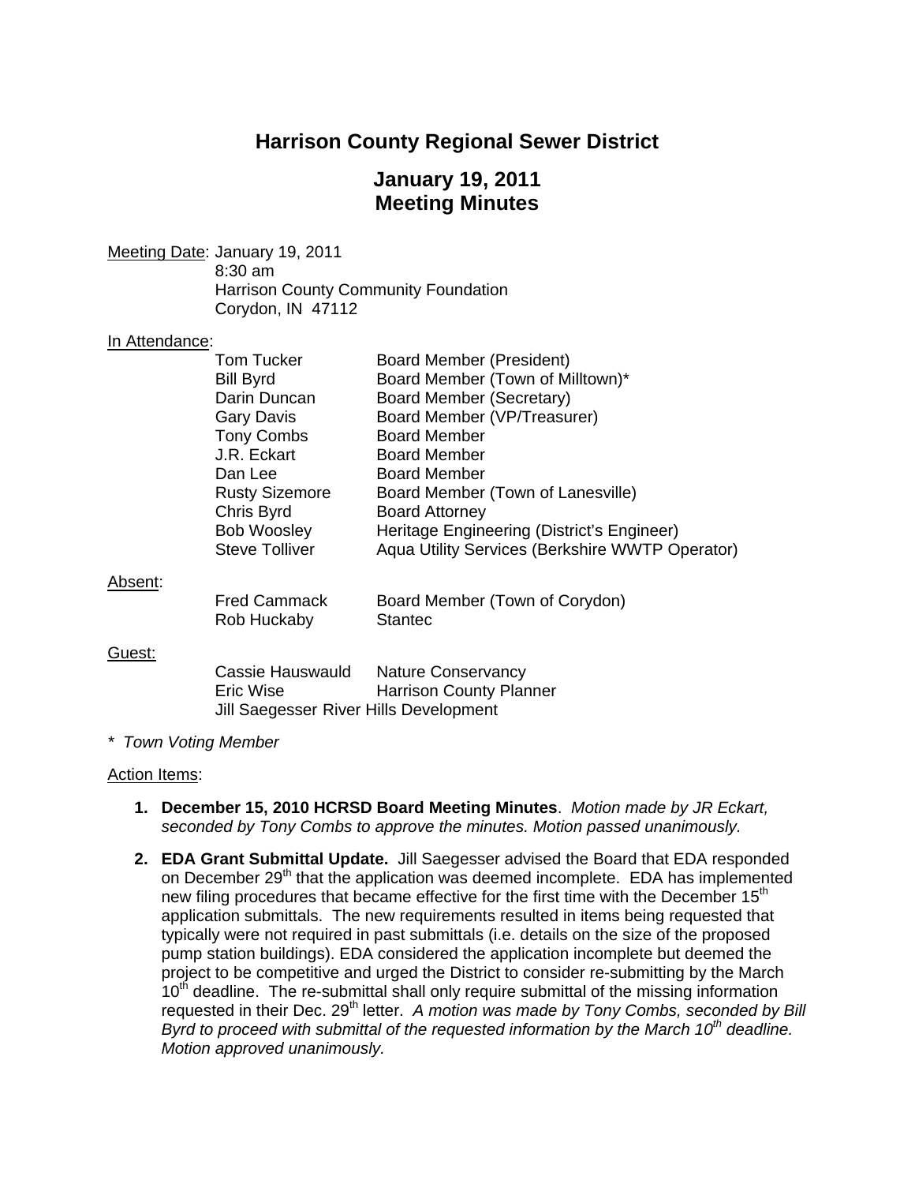# Harrison County Regional Sewer District

## January 19, 2011
## Meeting Minutes

Meeting Date: January 19, 2011
8:30 am
Harrison County Community Foundation
Corydon, IN 47112

In Attendance:

| | |
|---|---|
| Tom Tucker | Board Member (President) |
| Bill Byrd | Board Member (Town of Milltown)* |
| Darin Duncan | Board Member (Secretary) |
| Gary Davis | Board Member (VP/Treasurer) |
| Tony Combs | Board Member |
| J.R. Eckart | Board Member |
| Dan Lee | Board Member |
| Rusty Sizemore | Board Member (Town of Lanesville) |
| Chris Byrd | Board Attorney |
| Bob Woosley | Heritage Engineering (District's Engineer) |
| Steve Tolliver | Aqua Utility Services (Berkshire WWTP Operator) |

Absent:

| | |
|---|---|
| Fred Cammack | Board Member (Town of Corydon) |
| Rob Huckaby | Stantec |

Guest:

| | |
|---|---|
| Cassie Hauswauld | Nature Conservancy |
| Eric Wise | Harrison County Planner |
| Jill Saegesser River Hills Development | |

*Town Voting Member*

Action Items:

1. **December 15, 2010 HCRSD Board Meeting Minutes**. *Motion made by JR Eckart, seconded by Tony Combs to approve the minutes. Motion passed unanimously.*

2. **EDA Grant Submittal Update.** Jill Saegesser advised the Board that EDA responded on December 29th that the application was deemed incomplete. EDA has implemented new filing procedures that became effective for the first time with the December 15th application submittals. The new requirements resulted in items being requested that typically were not required in past submittals (i.e. details on the size of the proposed pump station buildings). EDA considered the application incomplete but deemed the project to be competitive and urged the District to consider re-submitting by the March 10th deadline. The re-submittal shall only require submittal of the missing information requested in their Dec. 29th letter. *A motion was made by Tony Combs, seconded by Bill Byrd to proceed with submittal of the requested information by the March 10th deadline. Motion approved unanimously.*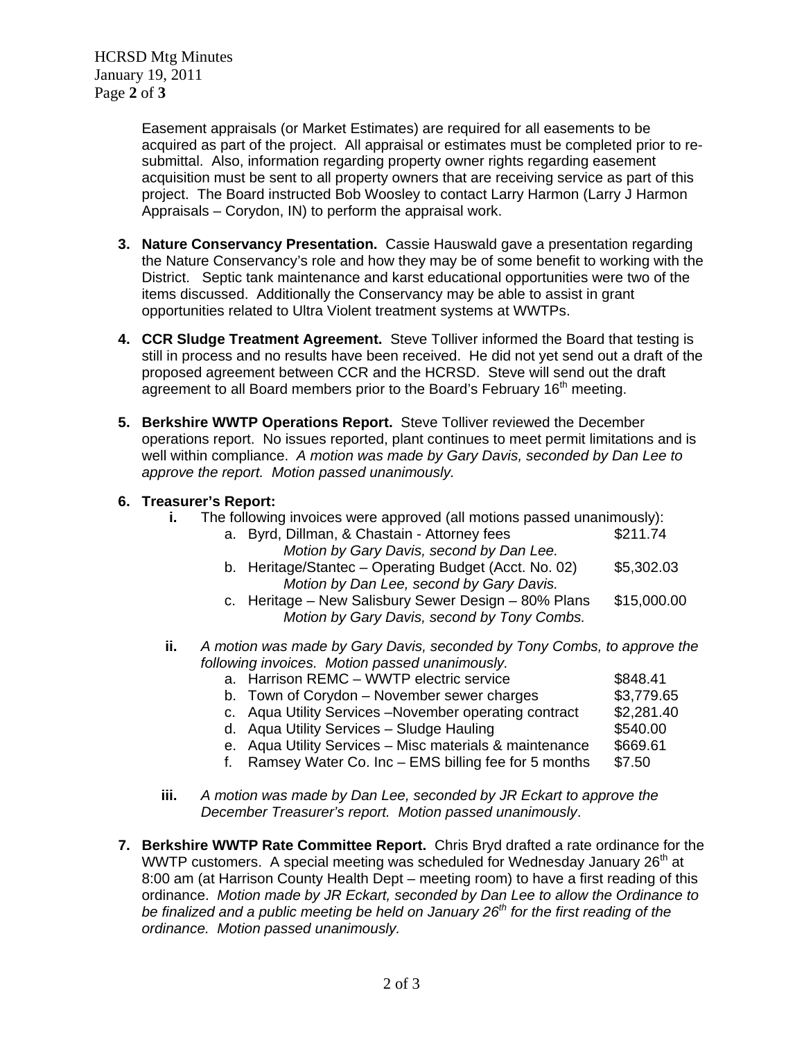Easement appraisals (or Market Estimates) are required for all easements to be acquired as part of the project. All appraisal or estimates must be completed prior to re-submittal. Also, information regarding property owner rights regarding easement acquisition must be sent to all property owners that are receiving service as part of this project. The Board instructed Bob Woosley to contact Larry Harmon (Larry J Harmon Appraisals – Corydon, IN) to perform the appraisal work.

3. **Nature Conservancy Presentation.** Cassie Hauswald gave a presentation regarding the Nature Conservancy's role and how they may be of some benefit to working with the District. Septic tank maintenance and karst educational opportunities were two of the items discussed. Additionally the Conservancy may be able to assist in grant opportunities related to Ultra Violent treatment systems at WWTPs.

4. **CCR Sludge Treatment Agreement.** Steve Tolliver informed the Board that testing is still in process and no results have been received. He did not yet send out a draft of the proposed agreement between CCR and the HCRSD. Steve will send out the draft agreement to all Board members prior to the Board's February 16th meeting.

5. **Berkshire WWTP Operations Report.** Steve Tolliver reviewed the December operations report. No issues reported, plant continues to meet permit limitations and is well within compliance. *A motion was made by Gary Davis, seconded by Dan Lee to approve the report. Motion passed unanimously.*

6. **Treasurer's Report:**
   - **i.** The following invoices were approved (all motions passed unanimously):
     - a. Byrd, Dillman, & Chastain - Attorney fees — $211.74
       *Motion by Gary Davis, second by Dan Lee.*
     - b. Heritage/Stantec – Operating Budget (Acct. No. 02) — $5,302.03
       *Motion by Dan Lee, second by Gary Davis.*
     - c. Heritage – New Salisbury Sewer Design – 80% Plans — $15,000.00
       *Motion by Gary Davis, second by Tony Combs.*
   - **ii.** *A motion was made by Gary Davis, seconded by Tony Combs, to approve the following invoices. Motion passed unanimously.*
     - a. Harrison REMC – WWTP electric service — $848.41
     - b. Town of Corydon – November sewer charges — $3,779.65
     - c. Aqua Utility Services –November operating contract — $2,281.40
     - d. Aqua Utility Services – Sludge Hauling — $540.00
     - e. Aqua Utility Services – Misc materials & maintenance — $669.61
     - f. Ramsey Water Co. Inc – EMS billing fee for 5 months — $7.50
   - **iii.** *A motion was made by Dan Lee, seconded by JR Eckart to approve the December Treasurer's report. Motion passed unanimously*.

7. **Berkshire WWTP Rate Committee Report.** Chris Bryd drafted a rate ordinance for the WWTP customers. A special meeting was scheduled for Wednesday January 26th at 8:00 am (at Harrison County Health Dept – meeting room) to have a first reading of this ordinance. *Motion made by JR Eckart, seconded by Dan Lee to allow the Ordinance to be finalized and a public meeting be held on January 26th for the first reading of the ordinance. Motion passed unanimously.*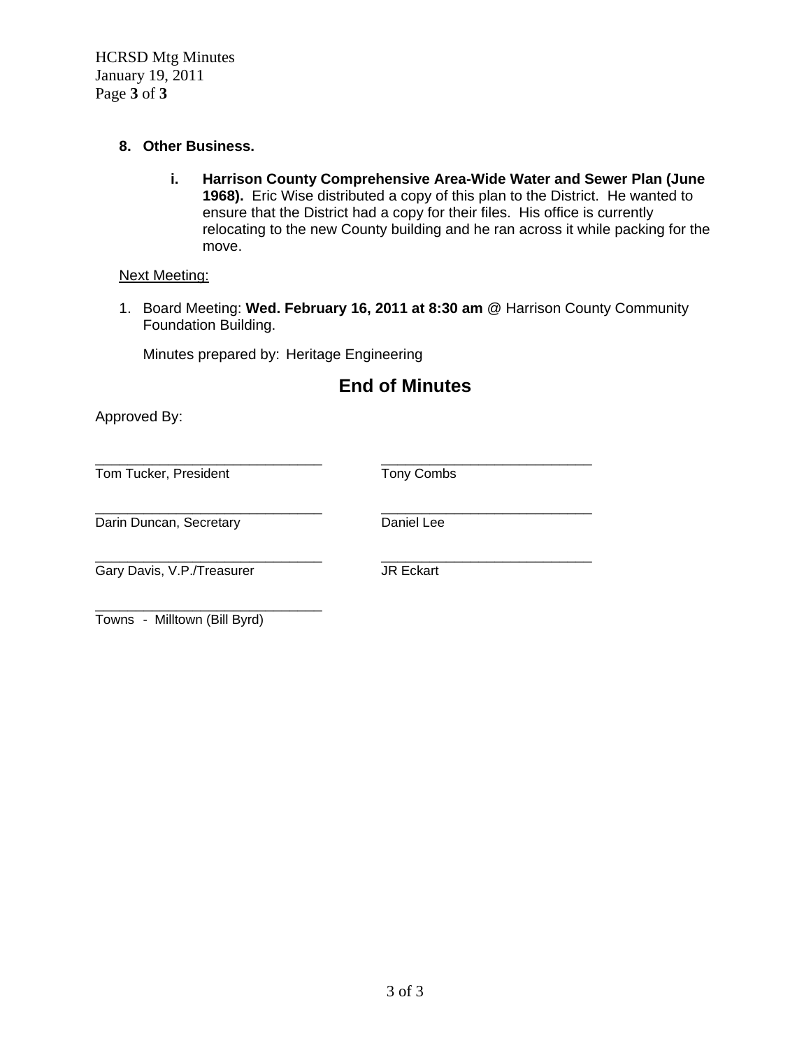**8. Other Business.**

- **i. Harrison County Comprehensive Area-Wide Water and Sewer Plan (June 1968).** Eric Wise distributed a copy of this plan to the District. He wanted to ensure that the District had a copy for their files. His office is currently relocating to the new County building and he ran across it while packing for the move.

Next Meeting:

1. Board Meeting: **Wed. February 16, 2011 at 8:30 am** @ Harrison County Community Foundation Building.

   Minutes prepared by: Heritage Engineering

## End of Minutes

Approved By:

| | |
|---|---|
| ____________________________ | ____________________________ |
| Tom Tucker, President | Tony Combs |
| ____________________________ | ____________________________ |
| Darin Duncan, Secretary | Daniel Lee |
| ____________________________ | ____________________________ |
| Gary Davis, V.P./Treasurer | JR Eckart |
| ____________________________ | |
| Towns - Milltown (Bill Byrd) | |